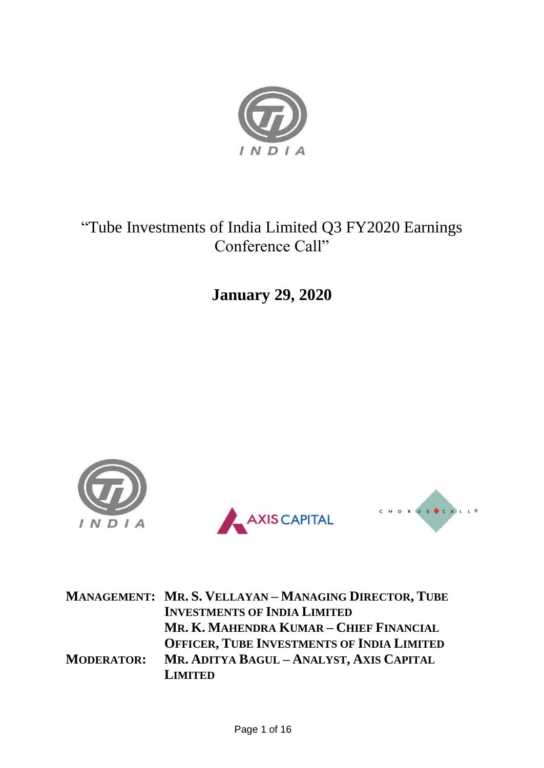# "Tube Investments of India Limited Q3 FY2020 Earnings Conference Call"

## January 29, 2020

| | |
|---|---|
| **MANAGEMENT:** | **MR. S. VELLAYAN – MANAGING DIRECTOR, TUBE INVESTMENTS OF INDIA LIMITED** |
| | **MR. K. MAHENDRA KUMAR – CHIEF FINANCIAL OFFICER, TUBE INVESTMENTS OF INDIA LIMITED** |
| **MODERATOR:** | **MR. ADITYA BAGUL – ANALYST, AXIS CAPITAL LIMITED** |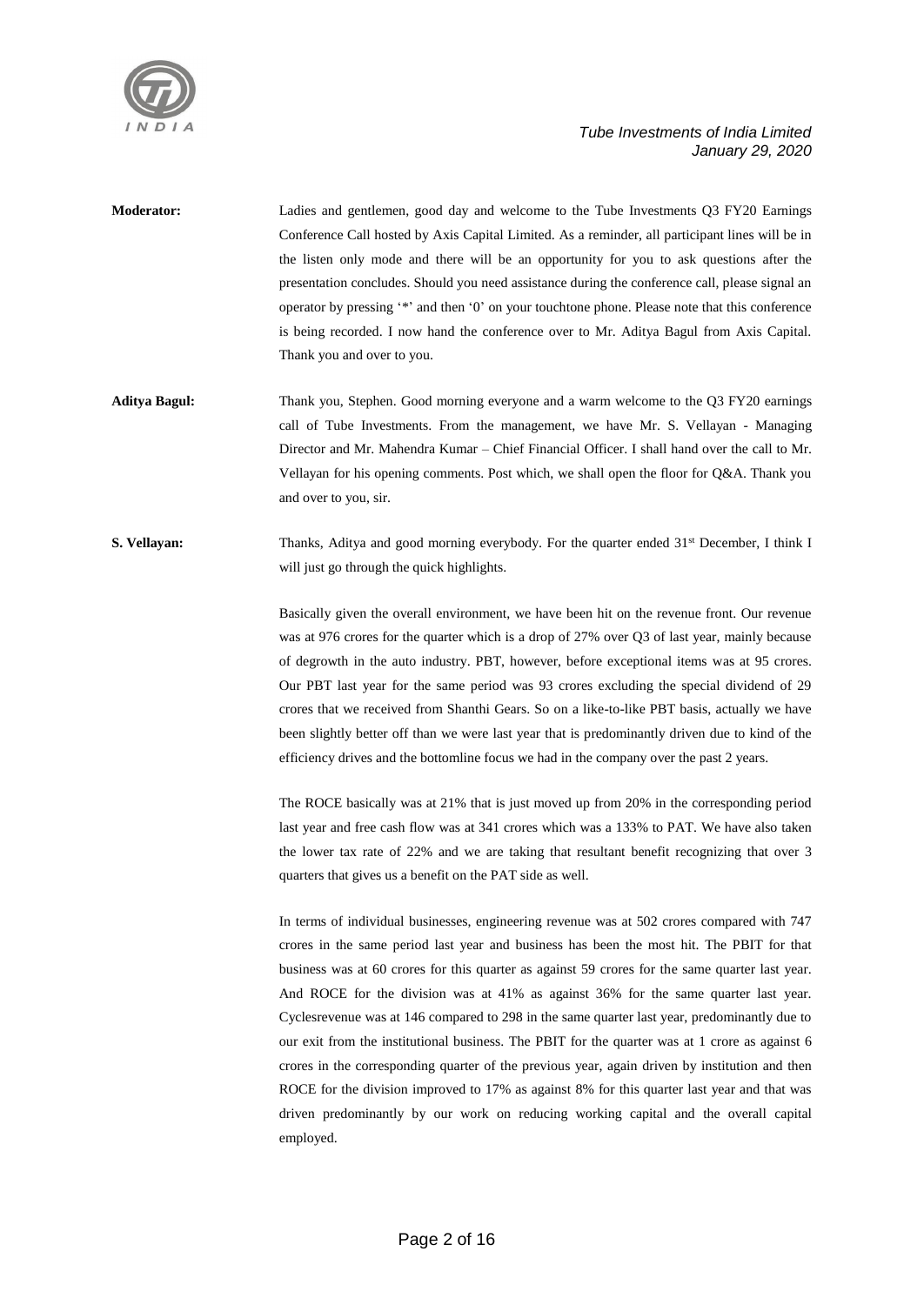**Moderator:** Ladies and gentlemen, good day and welcome to the Tube Investments Q3 FY20 Earnings Conference Call hosted by Axis Capital Limited. As a reminder, all participant lines will be in the listen only mode and there will be an opportunity for you to ask questions after the presentation concludes. Should you need assistance during the conference call, please signal an operator by pressing '*' and then '0' on your touchtone phone. Please note that this conference is being recorded. I now hand the conference over to Mr. Aditya Bagul from Axis Capital. Thank you and over to you.

**Aditya Bagul:** Thank you, Stephen. Good morning everyone and a warm welcome to the Q3 FY20 earnings call of Tube Investments. From the management, we have Mr. S. Vellayan - Managing Director and Mr. Mahendra Kumar – Chief Financial Officer. I shall hand over the call to Mr. Vellayan for his opening comments. Post which, we shall open the floor for Q&A. Thank you and over to you, sir.

**S. Vellayan:** Thanks, Aditya and good morning everybody. For the quarter ended 31st December, I think I will just go through the quick highlights.

Basically given the overall environment, we have been hit on the revenue front. Our revenue was at 976 crores for the quarter which is a drop of 27% over Q3 of last year, mainly because of degrowth in the auto industry. PBT, however, before exceptional items was at 95 crores. Our PBT last year for the same period was 93 crores excluding the special dividend of 29 crores that we received from Shanthi Gears. So on a like-to-like PBT basis, actually we have been slightly better off than we were last year that is predominantly driven due to kind of the efficiency drives and the bottomline focus we had in the company over the past 2 years.

The ROCE basically was at 21% that is just moved up from 20% in the corresponding period last year and free cash flow was at 341 crores which was a 133% to PAT. We have also taken the lower tax rate of 22% and we are taking that resultant benefit recognizing that over 3 quarters that gives us a benefit on the PAT side as well.

In terms of individual businesses, engineering revenue was at 502 crores compared with 747 crores in the same period last year and business has been the most hit. The PBIT for that business was at 60 crores for this quarter as against 59 crores for the same quarter last year. And ROCE for the division was at 41% as against 36% for the same quarter last year. Cyclesrevenue was at 146 compared to 298 in the same quarter last year, predominantly due to our exit from the institutional business. The PBIT for the quarter was at 1 crore as against 6 crores in the corresponding quarter of the previous year, again driven by institution and then ROCE for the division improved to 17% as against 8% for this quarter last year and that was driven predominantly by our work on reducing working capital and the overall capital employed.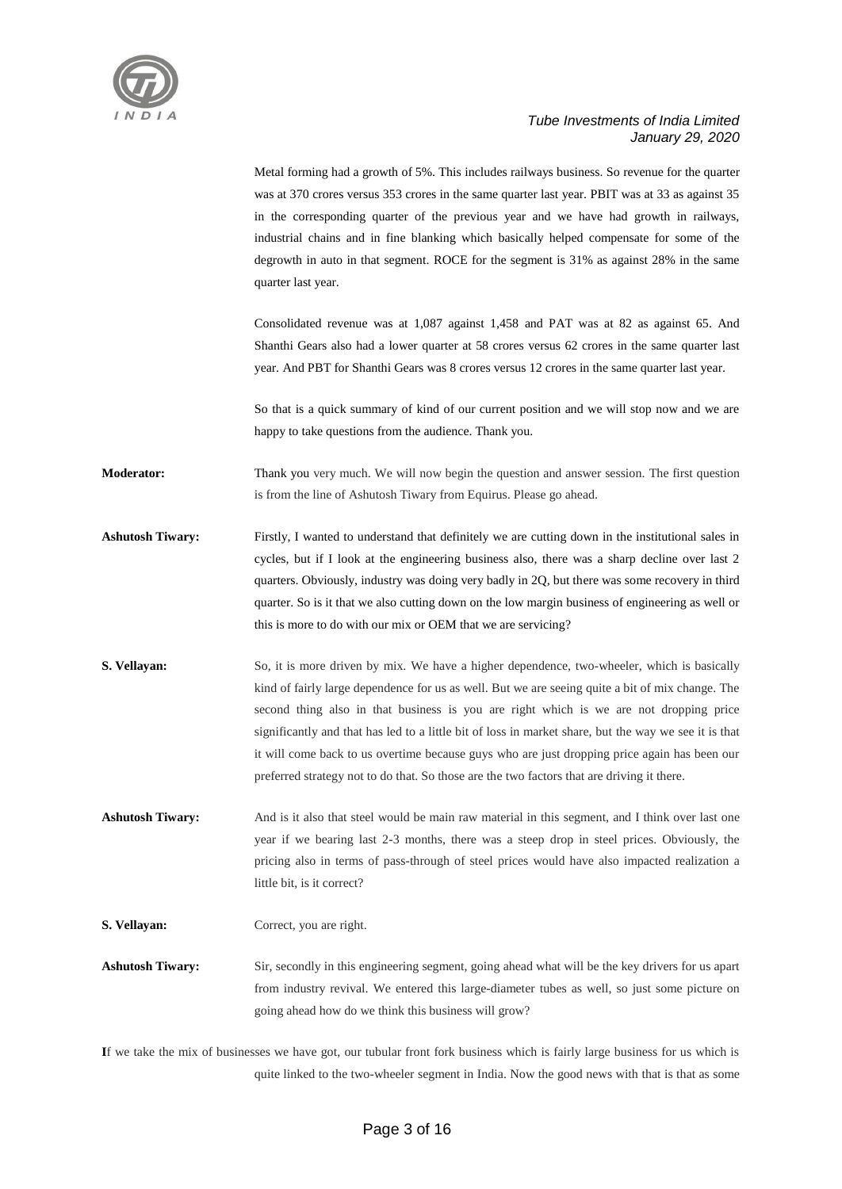Metal forming had a growth of 5%. This includes railways business. So revenue for the quarter was at 370 crores versus 353 crores in the same quarter last year. PBIT was at 33 as against 35 in the corresponding quarter of the previous year and we have had growth in railways, industrial chains and in fine blanking which basically helped compensate for some of the degrowth in auto in that segment. ROCE for the segment is 31% as against 28% in the same quarter last year.

Consolidated revenue was at 1,087 against 1,458 and PAT was at 82 as against 65. And Shanthi Gears also had a lower quarter at 58 crores versus 62 crores in the same quarter last year. And PBT for Shanthi Gears was 8 crores versus 12 crores in the same quarter last year.

So that is a quick summary of kind of our current position and we will stop now and we are happy to take questions from the audience. Thank you.

**Moderator:** Thank you very much. We will now begin the question and answer session. The first question is from the line of Ashutosh Tiwary from Equirus. Please go ahead.

**Ashutosh Tiwary:** Firstly, I wanted to understand that definitely we are cutting down in the institutional sales in cycles, but if I look at the engineering business also, there was a sharp decline over last 2 quarters. Obviously, industry was doing very badly in 2Q, but there was some recovery in third quarter. So is it that we also cutting down on the low margin business of engineering as well or this is more to do with our mix or OEM that we are servicing?

**S. Vellayan:** So, it is more driven by mix. We have a higher dependence, two-wheeler, which is basically kind of fairly large dependence for us as well. But we are seeing quite a bit of mix change. The second thing also in that business is you are right which is we are not dropping price significantly and that has led to a little bit of loss in market share, but the way we see it is that it will come back to us overtime because guys who are just dropping price again has been our preferred strategy not to do that. So those are the two factors that are driving it there.

**Ashutosh Tiwary:** And is it also that steel would be main raw material in this segment, and I think over last one year if we bearing last 2-3 months, there was a steep drop in steel prices. Obviously, the pricing also in terms of pass-through of steel prices would have also impacted realization a little bit, is it correct?

**S. Vellayan:** Correct, you are right.

**Ashutosh Tiwary:** Sir, secondly in this engineering segment, going ahead what will be the key drivers for us apart from industry revival. We entered this large-diameter tubes as well, so just some picture on going ahead how do we think this business will grow?

**I**f we take the mix of businesses we have got, our tubular front fork business which is fairly large business for us which is quite linked to the two-wheeler segment in India. Now the good news with that is that as some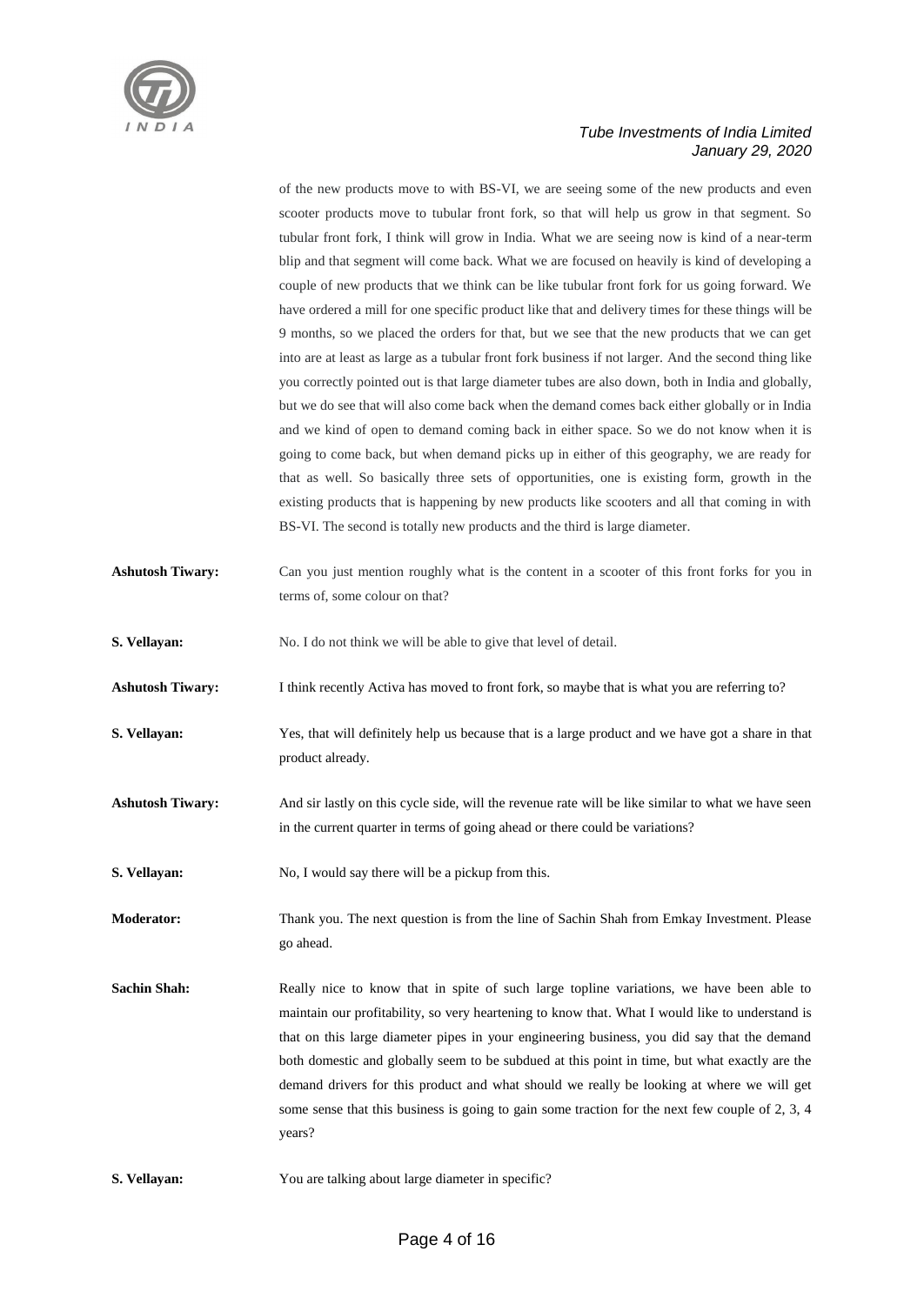of the new products move to with BS-VI, we are seeing some of the new products and even scooter products move to tubular front fork, so that will help us grow in that segment. So tubular front fork, I think will grow in India. What we are seeing now is kind of a near-term blip and that segment will come back. What we are focused on heavily is kind of developing a couple of new products that we think can be like tubular front fork for us going forward. We have ordered a mill for one specific product like that and delivery times for these things will be 9 months, so we placed the orders for that, but we see that the new products that we can get into are at least as large as a tubular front fork business if not larger. And the second thing like you correctly pointed out is that large diameter tubes are also down, both in India and globally, but we do see that will also come back when the demand comes back either globally or in India and we kind of open to demand coming back in either space. So we do not know when it is going to come back, but when demand picks up in either of this geography, we are ready for that as well. So basically three sets of opportunities, one is existing form, growth in the existing products that is happening by new products like scooters and all that coming in with BS-VI. The second is totally new products and the third is large diameter.

**Ashutosh Tiwary:** Can you just mention roughly what is the content in a scooter of this front forks for you in terms of, some colour on that?

**S. Vellayan:** No. I do not think we will be able to give that level of detail.

**Ashutosh Tiwary:** I think recently Activa has moved to front fork, so maybe that is what you are referring to?

**S. Vellayan:** Yes, that will definitely help us because that is a large product and we have got a share in that product already.

**Ashutosh Tiwary:** And sir lastly on this cycle side, will the revenue rate will be like similar to what we have seen in the current quarter in terms of going ahead or there could be variations?

**S. Vellayan:** No, I would say there will be a pickup from this.

**Moderator:** Thank you. The next question is from the line of Sachin Shah from Emkay Investment. Please go ahead.

**Sachin Shah:** Really nice to know that in spite of such large topline variations, we have been able to maintain our profitability, so very heartening to know that. What I would like to understand is that on this large diameter pipes in your engineering business, you did say that the demand both domestic and globally seem to be subdued at this point in time, but what exactly are the demand drivers for this product and what should we really be looking at where we will get some sense that this business is going to gain some traction for the next few couple of 2, 3, 4 years?

**S. Vellayan:** You are talking about large diameter in specific?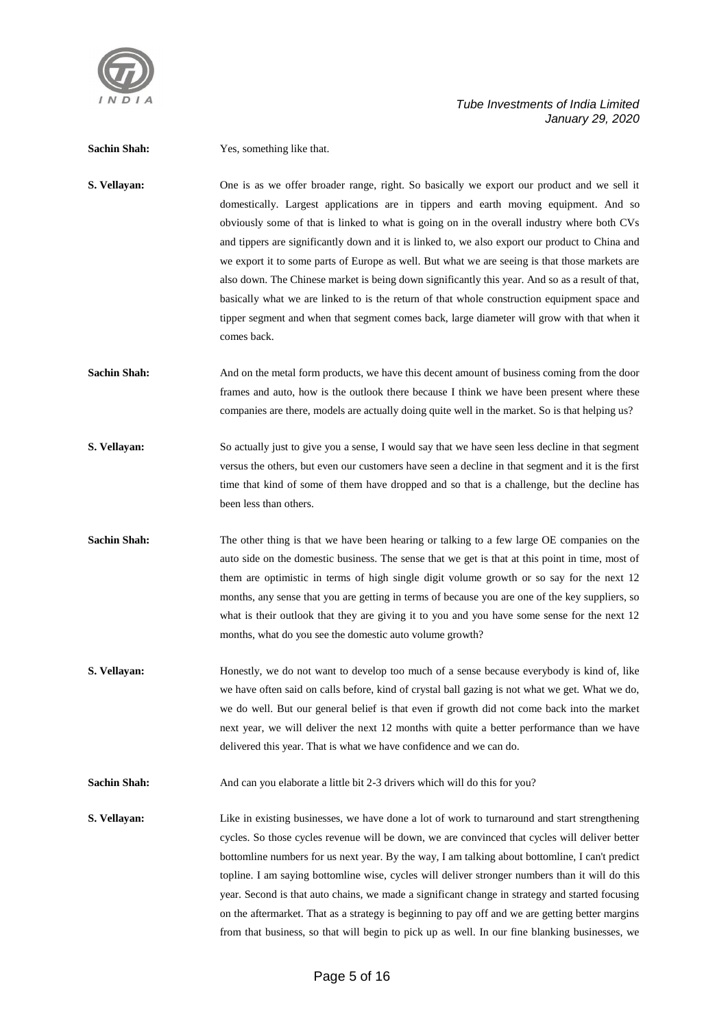**Sachin Shah:** Yes, something like that.

**S. Vellayan:** One is as we offer broader range, right. So basically we export our product and we sell it domestically. Largest applications are in tippers and earth moving equipment. And so obviously some of that is linked to what is going on in the overall industry where both CVs and tippers are significantly down and it is linked to, we also export our product to China and we export it to some parts of Europe as well. But what we are seeing is that those markets are also down. The Chinese market is being down significantly this year. And so as a result of that, basically what we are linked to is the return of that whole construction equipment space and tipper segment and when that segment comes back, large diameter will grow with that when it comes back.

**Sachin Shah:** And on the metal form products, we have this decent amount of business coming from the door frames and auto, how is the outlook there because I think we have been present where these companies are there, models are actually doing quite well in the market. So is that helping us?

**S. Vellayan:** So actually just to give you a sense, I would say that we have seen less decline in that segment versus the others, but even our customers have seen a decline in that segment and it is the first time that kind of some of them have dropped and so that is a challenge, but the decline has been less than others.

**Sachin Shah:** The other thing is that we have been hearing or talking to a few large OE companies on the auto side on the domestic business. The sense that we get is that at this point in time, most of them are optimistic in terms of high single digit volume growth or so say for the next 12 months, any sense that you are getting in terms of because you are one of the key suppliers, so what is their outlook that they are giving it to you and you have some sense for the next 12 months, what do you see the domestic auto volume growth?

**S. Vellayan:** Honestly, we do not want to develop too much of a sense because everybody is kind of, like we have often said on calls before, kind of crystal ball gazing is not what we get. What we do, we do well. But our general belief is that even if growth did not come back into the market next year, we will deliver the next 12 months with quite a better performance than we have delivered this year. That is what we have confidence and we can do.

**Sachin Shah:** And can you elaborate a little bit 2-3 drivers which will do this for you?

**S. Vellayan:** Like in existing businesses, we have done a lot of work to turnaround and start strengthening cycles. So those cycles revenue will be down, we are convinced that cycles will deliver better bottomline numbers for us next year. By the way, I am talking about bottomline, I can't predict topline. I am saying bottomline wise, cycles will deliver stronger numbers than it will do this year. Second is that auto chains, we made a significant change in strategy and started focusing on the aftermarket. That as a strategy is beginning to pay off and we are getting better margins from that business, so that will begin to pick up as well. In our fine blanking businesses, we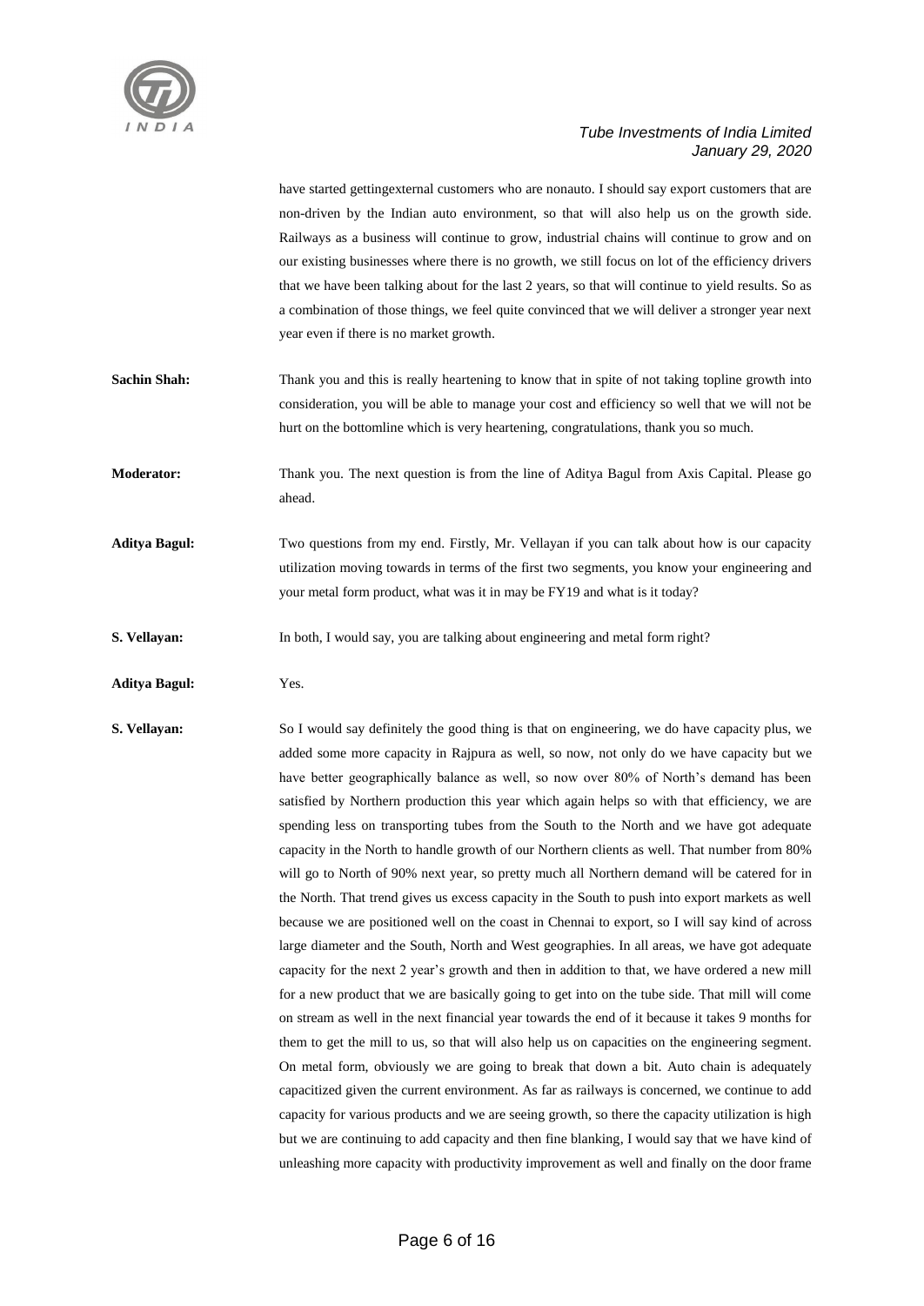have started gettingexternal customers who are nonauto. I should say export customers that are non-driven by the Indian auto environment, so that will also help us on the growth side. Railways as a business will continue to grow, industrial chains will continue to grow and on our existing businesses where there is no growth, we still focus on lot of the efficiency drivers that we have been talking about for the last 2 years, so that will continue to yield results. So as a combination of those things, we feel quite convinced that we will deliver a stronger year next year even if there is no market growth.

**Sachin Shah:** Thank you and this is really heartening to know that in spite of not taking topline growth into consideration, you will be able to manage your cost and efficiency so well that we will not be hurt on the bottomline which is very heartening, congratulations, thank you so much.

**Moderator:** Thank you. The next question is from the line of Aditya Bagul from Axis Capital. Please go ahead.

**Aditya Bagul:** Two questions from my end. Firstly, Mr. Vellayan if you can talk about how is our capacity utilization moving towards in terms of the first two segments, you know your engineering and your metal form product, what was it in may be FY19 and what is it today?

**S. Vellayan:** In both, I would say, you are talking about engineering and metal form right?

**Aditya Bagul:** Yes.

**S. Vellayan:** So I would say definitely the good thing is that on engineering, we do have capacity plus, we added some more capacity in Rajpura as well, so now, not only do we have capacity but we have better geographically balance as well, so now over 80% of North's demand has been satisfied by Northern production this year which again helps so with that efficiency, we are spending less on transporting tubes from the South to the North and we have got adequate capacity in the North to handle growth of our Northern clients as well. That number from 80% will go to North of 90% next year, so pretty much all Northern demand will be catered for in the North. That trend gives us excess capacity in the South to push into export markets as well because we are positioned well on the coast in Chennai to export, so I will say kind of across large diameter and the South, North and West geographies. In all areas, we have got adequate capacity for the next 2 year's growth and then in addition to that, we have ordered a new mill for a new product that we are basically going to get into on the tube side. That mill will come on stream as well in the next financial year towards the end of it because it takes 9 months for them to get the mill to us, so that will also help us on capacities on the engineering segment. On metal form, obviously we are going to break that down a bit. Auto chain is adequately capacitized given the current environment. As far as railways is concerned, we continue to add capacity for various products and we are seeing growth, so there the capacity utilization is high but we are continuing to add capacity and then fine blanking, I would say that we have kind of unleashing more capacity with productivity improvement as well and finally on the door frame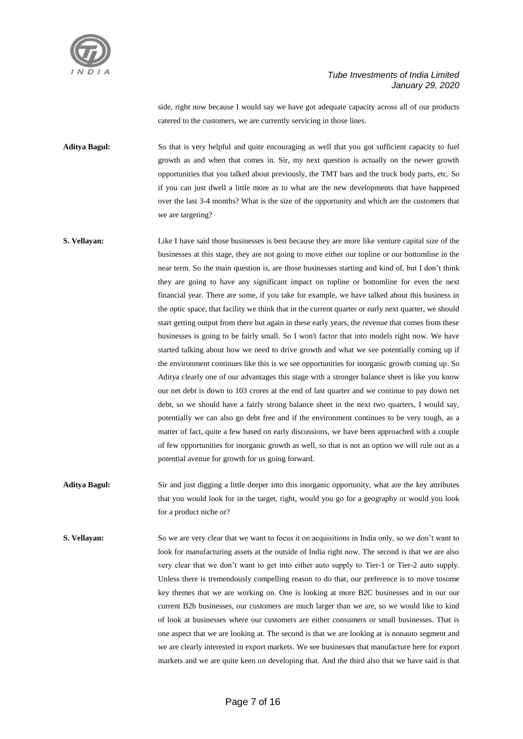side, right now because I would say we have got adequate capacity across all of our products catered to the customers, we are currently servicing in those lines.

**Aditya Bagul:** So that is very helpful and quite encouraging as well that you got sufficient capacity to fuel growth as and when that comes in. Sir, my next question is actually on the newer growth opportunities that you talked about previously, the TMT bars and the truck body parts, etc. So if you can just dwell a little more as to what are the new developments that have happened over the last 3-4 months? What is the size of the opportunity and which are the customers that we are targeting?

**S. Vellayan:** Like I have said those businesses is best because they are more like venture capital size of the businesses at this stage, they are not going to move either our topline or our bottomline in the near term. So the main question is, are those businesses starting and kind of, but I don't think they are going to have any significant impact on topline or bottomline for even the next financial year. There are some, if you take for example, we have talked about this business in the optic space, that facility we think that in the current quarter or early next quarter, we should start getting output from there but again in these early years, the revenue that comes from these businesses is going to be fairly small. So I won't factor that into models right now. We have started talking about how we need to drive growth and what we see potentially coming up if the environment continues like this is we see opportunities for inorganic growth coming up. So Aditya clearly one of our advantages this stage with a stronger balance sheet is like you know our net debt is down to 103 crores at the end of last quarter and we continue to pay down net debt, so we should have a fairly strong balance sheet in the next two quarters, I would say, potentially we can also go debt free and if the environment continues to be very tough, as a matter of fact, quite a few based on early discussions, we have been approached with a couple of few opportunities for inorganic growth as well, so that is not an option we will rule out as a potential avenue for growth for us going forward.

**Aditya Bagul:** Sir and just digging a little deeper into this inorganic opportunity, what are the key attributes that you would look for in the target, right, would you go for a geography or would you look for a product niche or?

**S. Vellayan:** So we are very clear that we want to focus it on acquisitions in India only, so we don't want to look for manufacturing assets at the outside of India right now. The second is that we are also very clear that we don't want to get into either auto supply to Tier-1 or Tier-2 auto supply. Unless there is tremendously compelling reason to do that, our preference is to move tosome key themes that we are working on. One is looking at more B2C businesses and in our our current B2b businesses, our customers are much larger than we are, so we would like to kind of look at businesses where our customers are either consumers or small businesses. That is one aspect that we are looking at. The second is that we are looking at is nonauto segment and we are clearly interested in export markets. We see businesses that manufacture here for export markets and we are quite keen on developing that. And the third also that we have said is that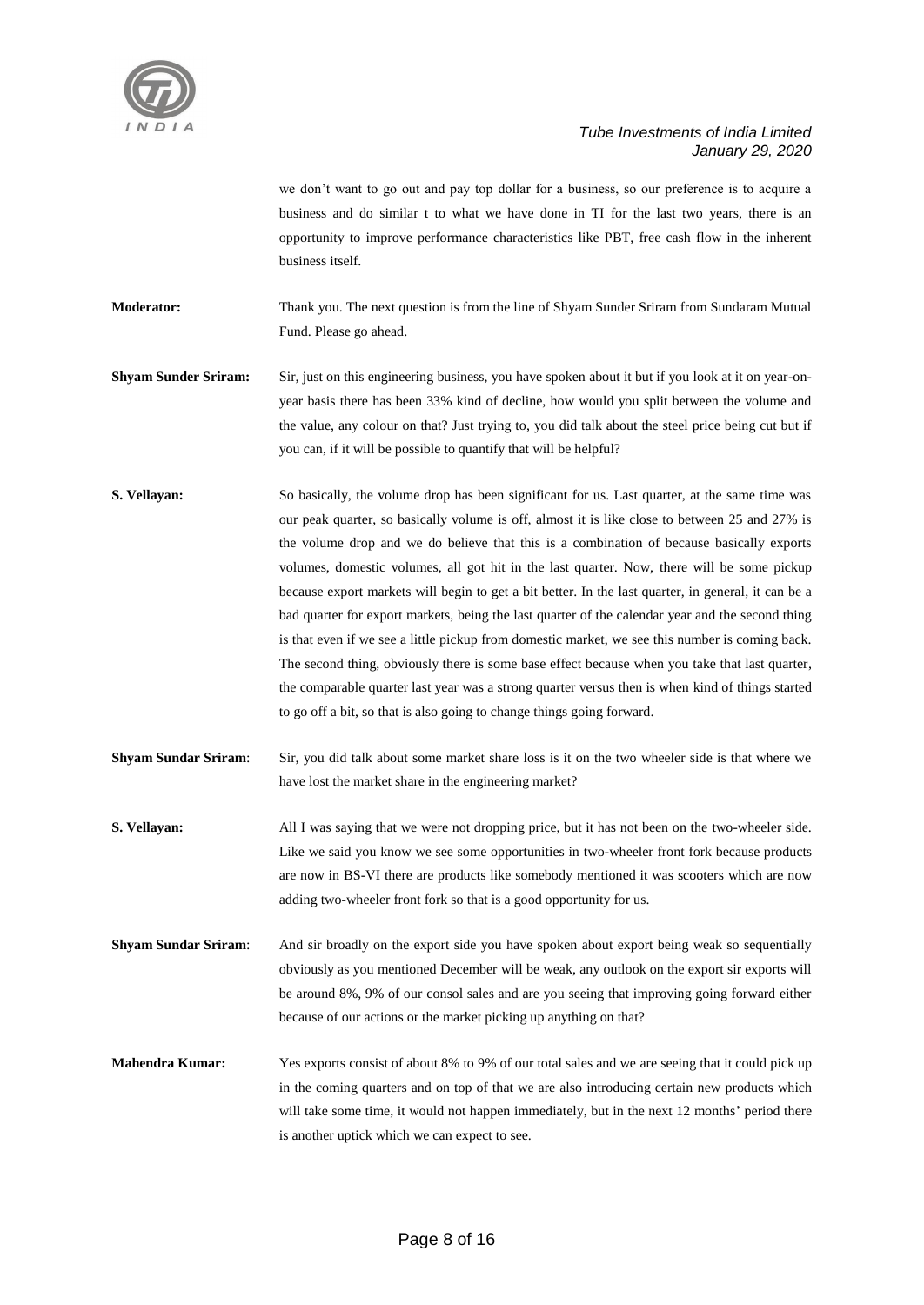we don't want to go out and pay top dollar for a business, so our preference is to acquire a business and do similar t to what we have done in TI for the last two years, there is an opportunity to improve performance characteristics like PBT, free cash flow in the inherent business itself.

**Moderator:** Thank you. The next question is from the line of Shyam Sunder Sriram from Sundaram Mutual Fund. Please go ahead.

**Shyam Sunder Sriram:** Sir, just on this engineering business, you have spoken about it but if you look at it on year-on-year basis there has been 33% kind of decline, how would you split between the volume and the value, any colour on that? Just trying to, you did talk about the steel price being cut but if you can, if it will be possible to quantify that will be helpful?

**S. Vellayan:** So basically, the volume drop has been significant for us. Last quarter, at the same time was our peak quarter, so basically volume is off, almost it is like close to between 25 and 27% is the volume drop and we do believe that this is a combination of because basically exports volumes, domestic volumes, all got hit in the last quarter. Now, there will be some pickup because export markets will begin to get a bit better. In the last quarter, in general, it can be a bad quarter for export markets, being the last quarter of the calendar year and the second thing is that even if we see a little pickup from domestic market, we see this number is coming back. The second thing, obviously there is some base effect because when you take that last quarter, the comparable quarter last year was a strong quarter versus then is when kind of things started to go off a bit, so that is also going to change things going forward.

**Shyam Sundar Sriram**: Sir, you did talk about some market share loss is it on the two wheeler side is that where we have lost the market share in the engineering market?

**S. Vellayan:** All I was saying that we were not dropping price, but it has not been on the two-wheeler side. Like we said you know we see some opportunities in two-wheeler front fork because products are now in BS-VI there are products like somebody mentioned it was scooters which are now adding two-wheeler front fork so that is a good opportunity for us.

**Shyam Sundar Sriram**: And sir broadly on the export side you have spoken about export being weak so sequentially obviously as you mentioned December will be weak, any outlook on the export sir exports will be around 8%, 9% of our consol sales and are you seeing that improving going forward either because of our actions or the market picking up anything on that?

**Mahendra Kumar:** Yes exports consist of about 8% to 9% of our total sales and we are seeing that it could pick up in the coming quarters and on top of that we are also introducing certain new products which will take some time, it would not happen immediately, but in the next 12 months' period there is another uptick which we can expect to see.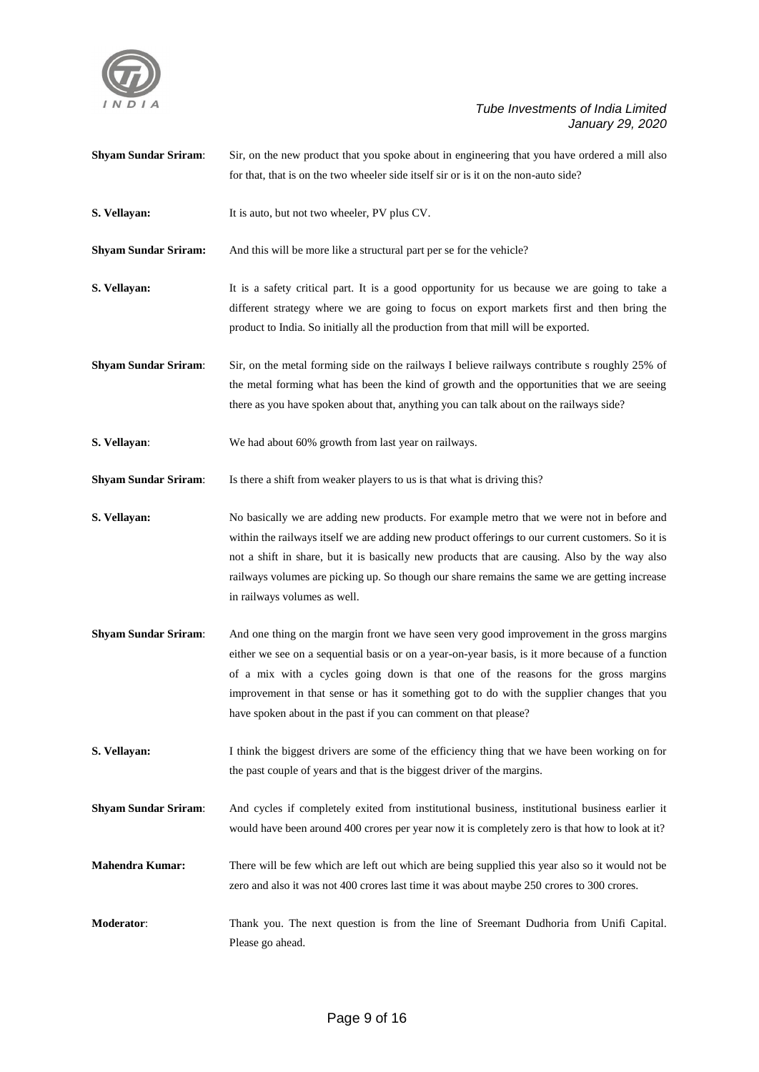**Shyam Sundar Sriram**: Sir, on the new product that you spoke about in engineering that you have ordered a mill also for that, that is on the two wheeler side itself sir or is it on the non-auto side?

**S. Vellayan:** It is auto, but not two wheeler, PV plus CV.

**Shyam Sundar Sriram:** And this will be more like a structural part per se for the vehicle?

**S. Vellayan:** It is a safety critical part. It is a good opportunity for us because we are going to take a different strategy where we are going to focus on export markets first and then bring the product to India. So initially all the production from that mill will be exported.

**Shyam Sundar Sriram**: Sir, on the metal forming side on the railways I believe railways contribute s roughly 25% of the metal forming what has been the kind of growth and the opportunities that we are seeing there as you have spoken about that, anything you can talk about on the railways side?

**S. Vellayan**: We had about 60% growth from last year on railways.

**Shyam Sundar Sriram**: Is there a shift from weaker players to us is that what is driving this?

**S. Vellayan:** No basically we are adding new products. For example metro that we were not in before and within the railways itself we are adding new product offerings to our current customers. So it is not a shift in share, but it is basically new products that are causing. Also by the way also railways volumes are picking up. So though our share remains the same we are getting increase in railways volumes as well.

**Shyam Sundar Sriram**: And one thing on the margin front we have seen very good improvement in the gross margins either we see on a sequential basis or on a year-on-year basis, is it more because of a function of a mix with a cycles going down is that one of the reasons for the gross margins improvement in that sense or has it something got to do with the supplier changes that you have spoken about in the past if you can comment on that please?

**S. Vellayan:** I think the biggest drivers are some of the efficiency thing that we have been working on for the past couple of years and that is the biggest driver of the margins.

**Shyam Sundar Sriram**: And cycles if completely exited from institutional business, institutional business earlier it would have been around 400 crores per year now it is completely zero is that how to look at it?

**Mahendra Kumar:** There will be few which are left out which are being supplied this year also so it would not be zero and also it was not 400 crores last time it was about maybe 250 crores to 300 crores.

**Moderator**: Thank you. The next question is from the line of Sreemant Dudhoria from Unifi Capital. Please go ahead.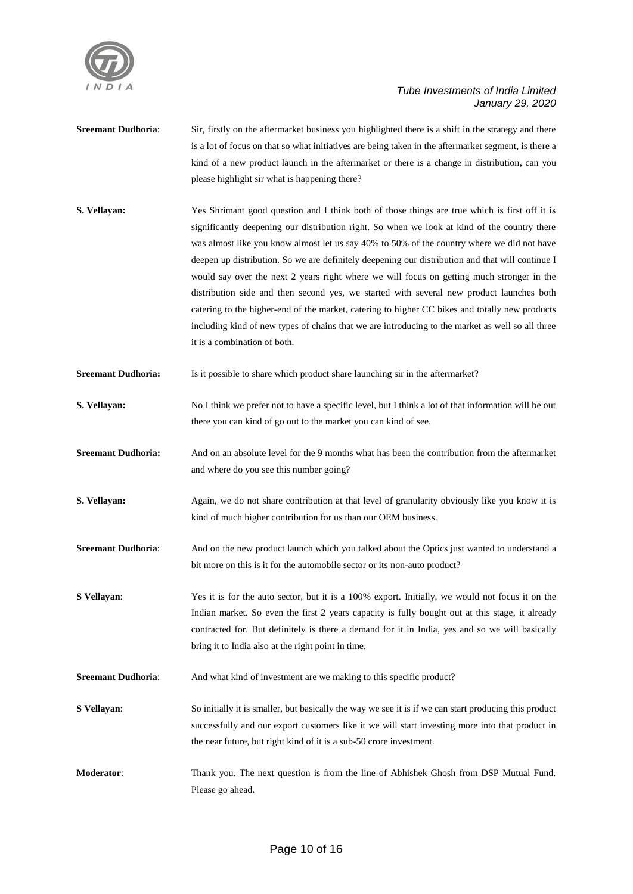**Sreemant Dudhoria**: Sir, firstly on the aftermarket business you highlighted there is a shift in the strategy and there is a lot of focus on that so what initiatives are being taken in the aftermarket segment, is there a kind of a new product launch in the aftermarket or there is a change in distribution, can you please highlight sir what is happening there?

**S. Vellayan:** Yes Shrimant good question and I think both of those things are true which is first off it is significantly deepening our distribution right. So when we look at kind of the country there was almost like you know almost let us say 40% to 50% of the country where we did not have deepen up distribution. So we are definitely deepening our distribution and that will continue I would say over the next 2 years right where we will focus on getting much stronger in the distribution side and then second yes, we started with several new product launches both catering to the higher-end of the market, catering to higher CC bikes and totally new products including kind of new types of chains that we are introducing to the market as well so all three it is a combination of both.

**Sreemant Dudhoria:** Is it possible to share which product share launching sir in the aftermarket?

**S. Vellayan:** No I think we prefer not to have a specific level, but I think a lot of that information will be out there you can kind of go out to the market you can kind of see.

**Sreemant Dudhoria:** And on an absolute level for the 9 months what has been the contribution from the aftermarket and where do you see this number going?

**S. Vellayan:** Again, we do not share contribution at that level of granularity obviously like you know it is kind of much higher contribution for us than our OEM business.

**Sreemant Dudhoria**: And on the new product launch which you talked about the Optics just wanted to understand a bit more on this is it for the automobile sector or its non-auto product?

**S Vellayan**: Yes it is for the auto sector, but it is a 100% export. Initially, we would not focus it on the Indian market. So even the first 2 years capacity is fully bought out at this stage, it already contracted for. But definitely is there a demand for it in India, yes and so we will basically bring it to India also at the right point in time.

**Sreemant Dudhoria**: And what kind of investment are we making to this specific product?

**S Vellayan**: So initially it is smaller, but basically the way we see it is if we can start producing this product successfully and our export customers like it we will start investing more into that product in the near future, but right kind of it is a sub-50 crore investment.

**Moderator**: Thank you. The next question is from the line of Abhishek Ghosh from DSP Mutual Fund. Please go ahead.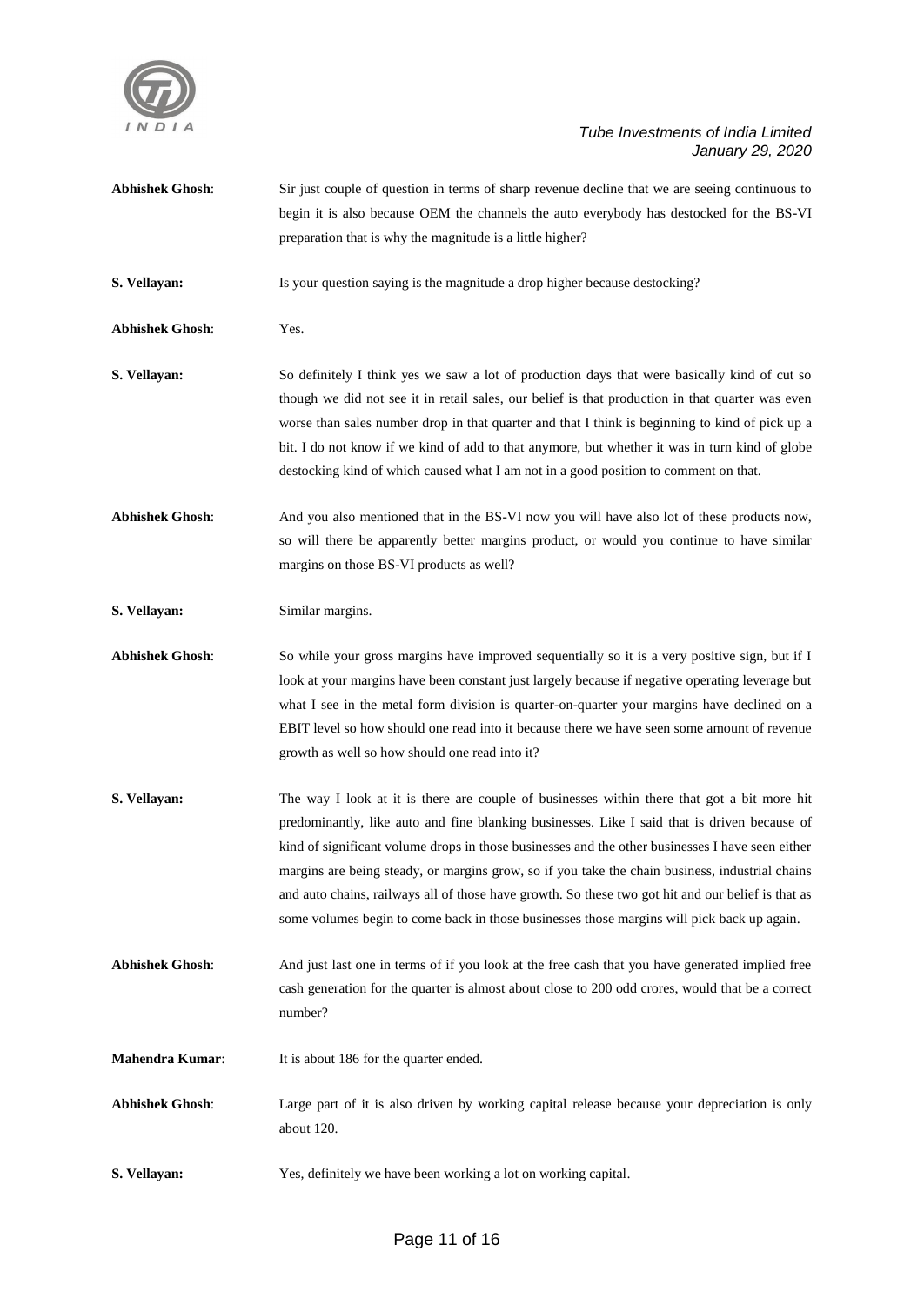**Abhishek Ghosh**: Sir just couple of question in terms of sharp revenue decline that we are seeing continuous to begin it is also because OEM the channels the auto everybody has destocked for the BS-VI preparation that is why the magnitude is a little higher?

**S. Vellayan:** Is your question saying is the magnitude a drop higher because destocking?

**Abhishek Ghosh**: Yes.

**S. Vellayan:** So definitely I think yes we saw a lot of production days that were basically kind of cut so though we did not see it in retail sales, our belief is that production in that quarter was even worse than sales number drop in that quarter and that I think is beginning to kind of pick up a bit. I do not know if we kind of add to that anymore, but whether it was in turn kind of globe destocking kind of which caused what I am not in a good position to comment on that.

**Abhishek Ghosh**: And you also mentioned that in the BS-VI now you will have also lot of these products now, so will there be apparently better margins product, or would you continue to have similar margins on those BS-VI products as well?

**S. Vellayan:** Similar margins.

**Abhishek Ghosh**: So while your gross margins have improved sequentially so it is a very positive sign, but if I look at your margins have been constant just largely because if negative operating leverage but what I see in the metal form division is quarter-on-quarter your margins have declined on a EBIT level so how should one read into it because there we have seen some amount of revenue growth as well so how should one read into it?

**S. Vellayan:** The way I look at it is there are couple of businesses within there that got a bit more hit predominantly, like auto and fine blanking businesses. Like I said that is driven because of kind of significant volume drops in those businesses and the other businesses I have seen either margins are being steady, or margins grow, so if you take the chain business, industrial chains and auto chains, railways all of those have growth. So these two got hit and our belief is that as some volumes begin to come back in those businesses those margins will pick back up again.

**Abhishek Ghosh**: And just last one in terms of if you look at the free cash that you have generated implied free cash generation for the quarter is almost about close to 200 odd crores, would that be a correct number?

**Mahendra Kumar**: It is about 186 for the quarter ended.

**Abhishek Ghosh**: Large part of it is also driven by working capital release because your depreciation is only about 120.

**S. Vellayan:** Yes, definitely we have been working a lot on working capital.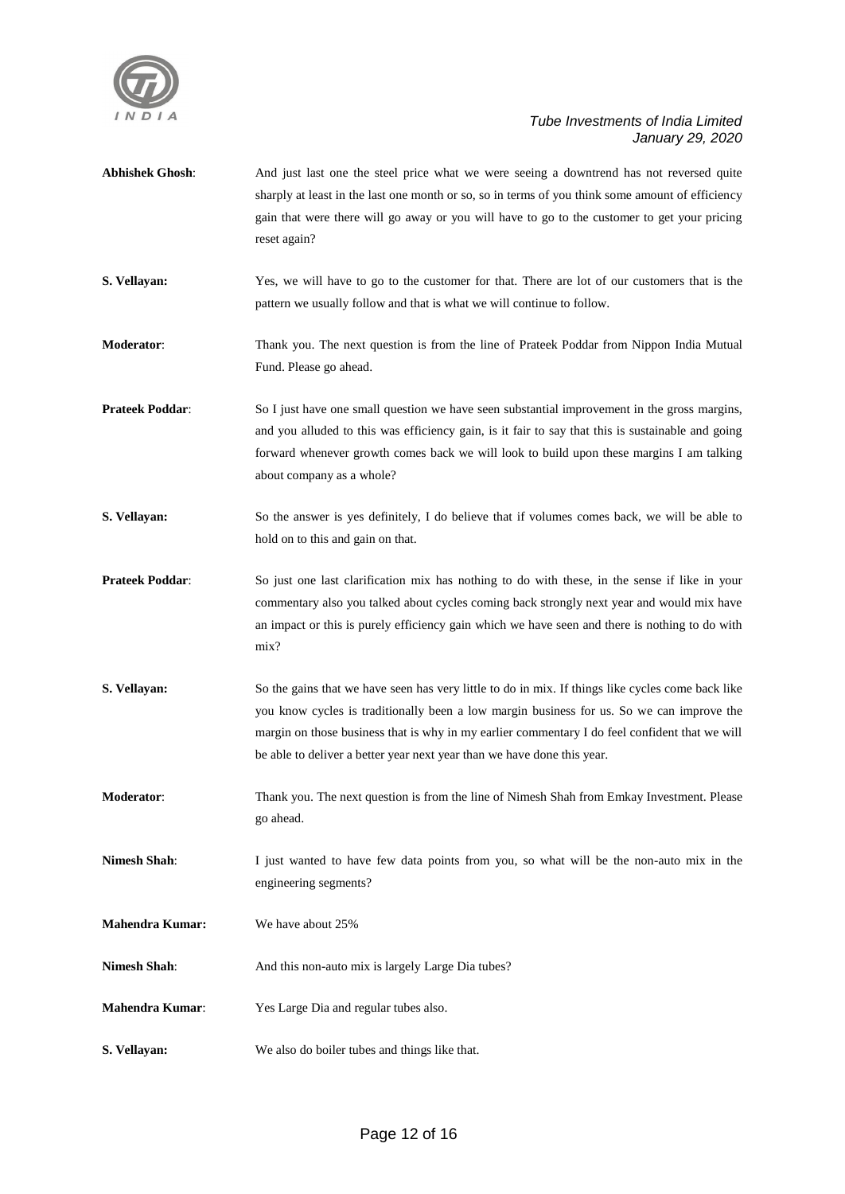**Abhishek Ghosh**: And just last one the steel price what we were seeing a downtrend has not reversed quite sharply at least in the last one month or so, so in terms of you think some amount of efficiency gain that were there will go away or you will have to go to the customer to get your pricing reset again?

**S. Vellayan:** Yes, we will have to go to the customer for that. There are lot of our customers that is the pattern we usually follow and that is what we will continue to follow.

**Moderator**: Thank you. The next question is from the line of Prateek Poddar from Nippon India Mutual Fund. Please go ahead.

**Prateek Poddar**: So I just have one small question we have seen substantial improvement in the gross margins, and you alluded to this was efficiency gain, is it fair to say that this is sustainable and going forward whenever growth comes back we will look to build upon these margins I am talking about company as a whole?

**S. Vellayan:** So the answer is yes definitely, I do believe that if volumes comes back, we will be able to hold on to this and gain on that.

**Prateek Poddar**: So just one last clarification mix has nothing to do with these, in the sense if like in your commentary also you talked about cycles coming back strongly next year and would mix have an impact or this is purely efficiency gain which we have seen and there is nothing to do with mix?

**S. Vellayan:** So the gains that we have seen has very little to do in mix. If things like cycles come back like you know cycles is traditionally been a low margin business for us. So we can improve the margin on those business that is why in my earlier commentary I do feel confident that we will be able to deliver a better year next year than we have done this year.

**Moderator**: Thank you. The next question is from the line of Nimesh Shah from Emkay Investment. Please go ahead.

**Nimesh Shah**: I just wanted to have few data points from you, so what will be the non-auto mix in the engineering segments?

**Mahendra Kumar:** We have about 25%

**Nimesh Shah**: And this non-auto mix is largely Large Dia tubes?

**Mahendra Kumar**: Yes Large Dia and regular tubes also.

**S. Vellayan:** We also do boiler tubes and things like that.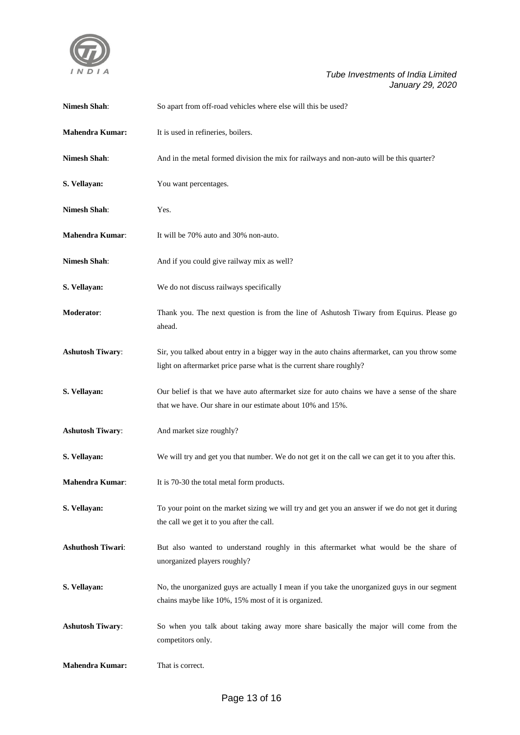**Nimesh Shah**: So apart from off-road vehicles where else will this be used?

**Mahendra Kumar:** It is used in refineries, boilers.

**Nimesh Shah**: And in the metal formed division the mix for railways and non-auto will be this quarter?

**S. Vellayan:** You want percentages.

**Nimesh Shah**: Yes.

**Mahendra Kumar**: It will be 70% auto and 30% non-auto.

**Nimesh Shah**: And if you could give railway mix as well?

**S. Vellayan:** We do not discuss railways specifically

**Moderator**: Thank you. The next question is from the line of Ashutosh Tiwary from Equirus. Please go ahead.

**Ashutosh Tiwary**: Sir, you talked about entry in a bigger way in the auto chains aftermarket, can you throw some light on aftermarket price parse what is the current share roughly?

**S. Vellayan:** Our belief is that we have auto aftermarket size for auto chains we have a sense of the share that we have. Our share in our estimate about 10% and 15%.

**Ashutosh Tiwary**: And market size roughly?

**S. Vellayan:** We will try and get you that number. We do not get it on the call we can get it to you after this.

**Mahendra Kumar**: It is 70-30 the total metal form products.

**S. Vellayan:** To your point on the market sizing we will try and get you an answer if we do not get it during the call we get it to you after the call.

**Ashuthosh Tiwari**: But also wanted to understand roughly in this aftermarket what would be the share of unorganized players roughly?

**S. Vellayan:** No, the unorganized guys are actually I mean if you take the unorganized guys in our segment chains maybe like 10%, 15% most of it is organized.

**Ashutosh Tiwary**: So when you talk about taking away more share basically the major will come from the competitors only.

**Mahendra Kumar:** That is correct.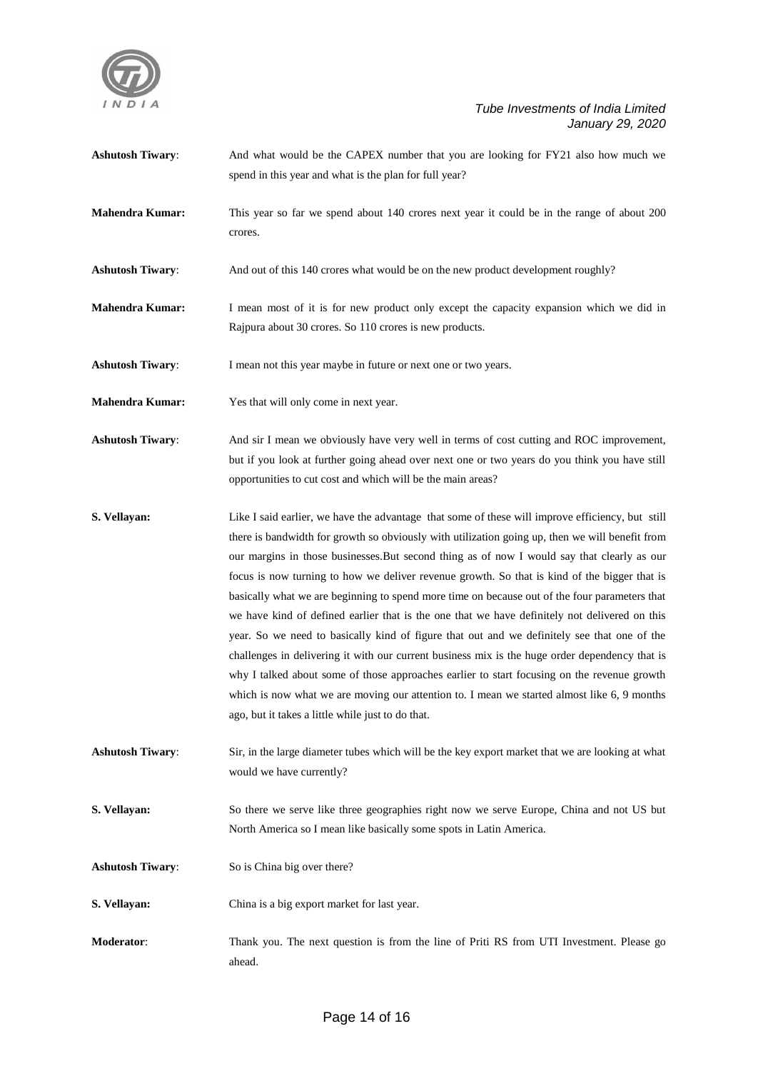**Ashutosh Tiwary**: And what would be the CAPEX number that you are looking for FY21 also how much we spend in this year and what is the plan for full year?

**Mahendra Kumar:** This year so far we spend about 140 crores next year it could be in the range of about 200 crores.

**Ashutosh Tiwary**: And out of this 140 crores what would be on the new product development roughly?

**Mahendra Kumar:** I mean most of it is for new product only except the capacity expansion which we did in Rajpura about 30 crores. So 110 crores is new products.

**Ashutosh Tiwary**: I mean not this year maybe in future or next one or two years.

**Mahendra Kumar:** Yes that will only come in next year.

**Ashutosh Tiwary**: And sir I mean we obviously have very well in terms of cost cutting and ROC improvement, but if you look at further going ahead over next one or two years do you think you have still opportunities to cut cost and which will be the main areas?

**S. Vellayan:** Like I said earlier, we have the advantage that some of these will improve efficiency, but still there is bandwidth for growth so obviously with utilization going up, then we will benefit from our margins in those businesses.But second thing as of now I would say that clearly as our focus is now turning to how we deliver revenue growth. So that is kind of the bigger that is basically what we are beginning to spend more time on because out of the four parameters that we have kind of defined earlier that is the one that we have definitely not delivered on this year. So we need to basically kind of figure that out and we definitely see that one of the challenges in delivering it with our current business mix is the huge order dependency that is why I talked about some of those approaches earlier to start focusing on the revenue growth which is now what we are moving our attention to. I mean we started almost like 6, 9 months ago, but it takes a little while just to do that.

**Ashutosh Tiwary**: Sir, in the large diameter tubes which will be the key export market that we are looking at what would we have currently?

**S. Vellayan:** So there we serve like three geographies right now we serve Europe, China and not US but North America so I mean like basically some spots in Latin America.

**Ashutosh Tiwary**: So is China big over there?

**S. Vellayan:** China is a big export market for last year.

**Moderator**: Thank you. The next question is from the line of Priti RS from UTI Investment. Please go ahead.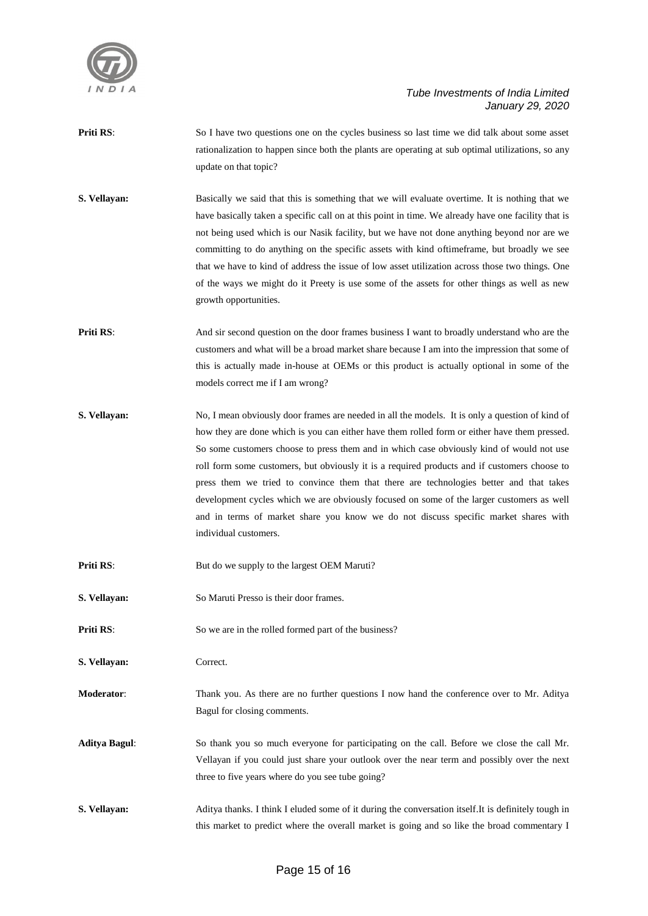**Priti RS**: So I have two questions one on the cycles business so last time we did talk about some asset rationalization to happen since both the plants are operating at sub optimal utilizations, so any update on that topic?

**S. Vellayan:** Basically we said that this is something that we will evaluate overtime. It is nothing that we have basically taken a specific call on at this point in time. We already have one facility that is not being used which is our Nasik facility, but we have not done anything beyond nor are we committing to do anything on the specific assets with kind oftimeframe, but broadly we see that we have to kind of address the issue of low asset utilization across those two things. One of the ways we might do it Preety is use some of the assets for other things as well as new growth opportunities.

**Priti RS**: And sir second question on the door frames business I want to broadly understand who are the customers and what will be a broad market share because I am into the impression that some of this is actually made in-house at OEMs or this product is actually optional in some of the models correct me if I am wrong?

**S. Vellayan:** No, I mean obviously door frames are needed in all the models. It is only a question of kind of how they are done which is you can either have them rolled form or either have them pressed. So some customers choose to press them and in which case obviously kind of would not use roll form some customers, but obviously it is a required products and if customers choose to press them we tried to convince them that there are technologies better and that takes development cycles which we are obviously focused on some of the larger customers as well and in terms of market share you know we do not discuss specific market shares with individual customers.

**Priti RS**: But do we supply to the largest OEM Maruti?

**S. Vellayan:** So Maruti Presso is their door frames.

**Priti RS**: So we are in the rolled formed part of the business?

**S. Vellayan:** Correct.

**Moderator**: Thank you. As there are no further questions I now hand the conference over to Mr. Aditya Bagul for closing comments.

**Aditya Bagul**: So thank you so much everyone for participating on the call. Before we close the call Mr. Vellayan if you could just share your outlook over the near term and possibly over the next three to five years where do you see tube going?

**S. Vellayan:** Aditya thanks. I think I eluded some of it during the conversation itself.It is definitely tough in this market to predict where the overall market is going and so like the broad commentary I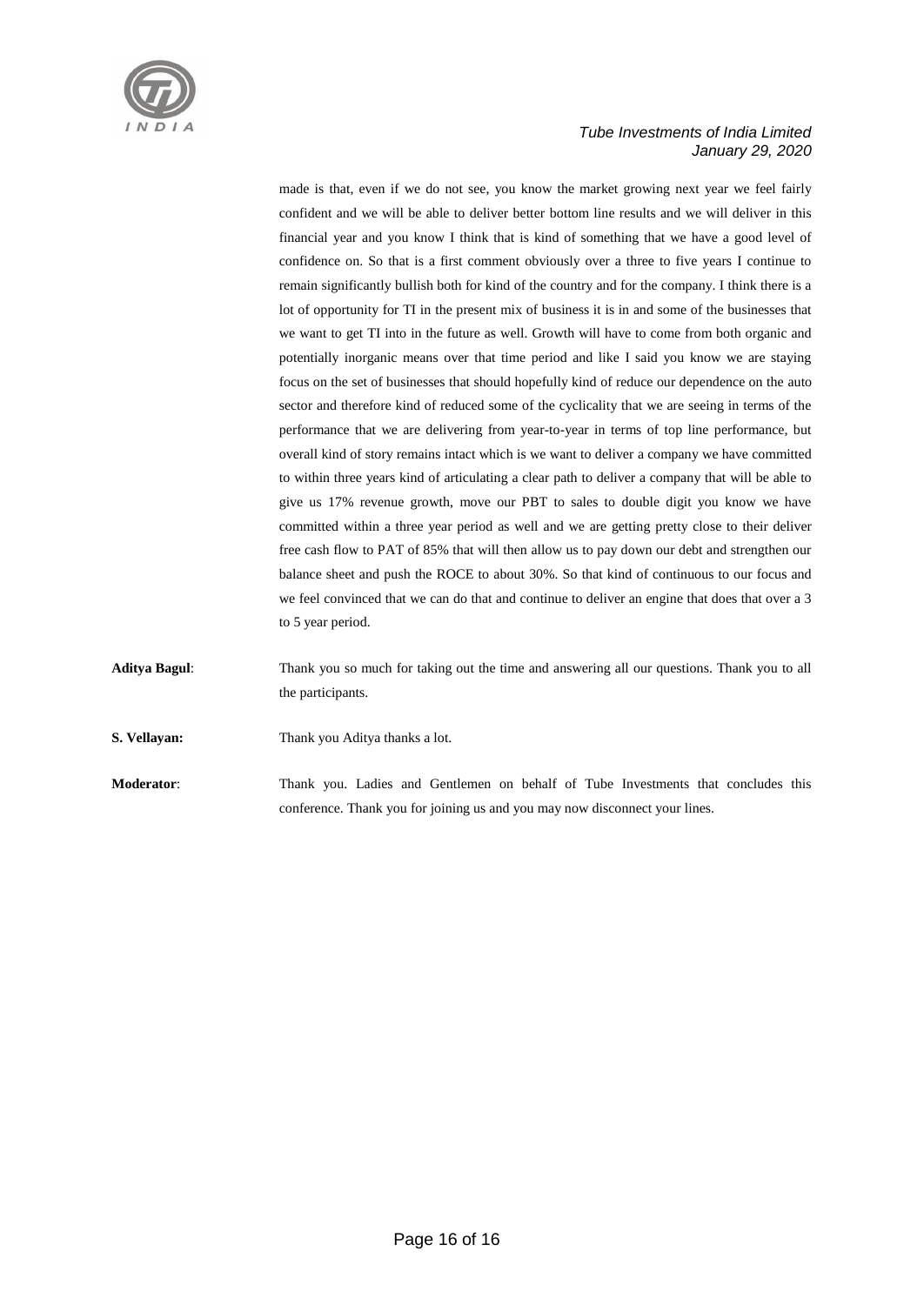made is that, even if we do not see, you know the market growing next year we feel fairly confident and we will be able to deliver better bottom line results and we will deliver in this financial year and you know I think that is kind of something that we have a good level of confidence on. So that is a first comment obviously over a three to five years I continue to remain significantly bullish both for kind of the country and for the company. I think there is a lot of opportunity for TI in the present mix of business it is in and some of the businesses that we want to get TI into in the future as well. Growth will have to come from both organic and potentially inorganic means over that time period and like I said you know we are staying focus on the set of businesses that should hopefully kind of reduce our dependence on the auto sector and therefore kind of reduced some of the cyclicality that we are seeing in terms of the performance that we are delivering from year-to-year in terms of top line performance, but overall kind of story remains intact which is we want to deliver a company we have committed to within three years kind of articulating a clear path to deliver a company that will be able to give us 17% revenue growth, move our PBT to sales to double digit you know we have committed within a three year period as well and we are getting pretty close to their deliver free cash flow to PAT of 85% that will then allow us to pay down our debt and strengthen our balance sheet and push the ROCE to about 30%. So that kind of continuous to our focus and we feel convinced that we can do that and continue to deliver an engine that does that over a 3 to 5 year period.

**Aditya Bagul**: Thank you so much for taking out the time and answering all our questions. Thank you to all the participants.

**S. Vellayan:** Thank you Aditya thanks a lot.

**Moderator**: Thank you. Ladies and Gentlemen on behalf of Tube Investments that concludes this conference. Thank you for joining us and you may now disconnect your lines.